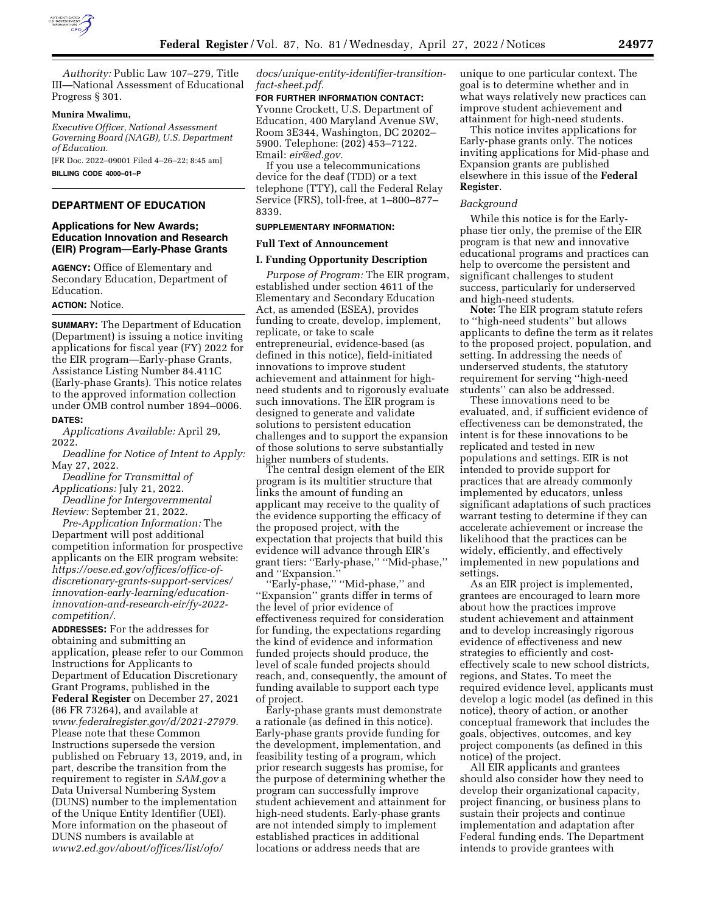*Authority:* Public Law 107–279, Title III—National Assessment of Educational Progress § 301.

**Munira Mwalimu,**

*Executive Officer, National Assessment Governing Board (NAGB), U.S. Department of Education.*

[FR Doc. 2022–09001 Filed 4–26–22; 8:45 am]

**BILLING CODE 4000–01–P**

## DEPARTMENT OF EDUCATION

### Applications for New Awards; Education Innovation and Research (EIR) Program—Early-Phase Grants

**AGENCY:** Office of Elementary and Secondary Education, Department of Education.

**ACTION:** Notice.

**SUMMARY:** The Department of Education (Department) is issuing a notice inviting applications for fiscal year (FY) 2022 for the EIR program—Early-phase Grants, Assistance Listing Number 84.411C (Early-phase Grants). This notice relates to the approved information collection under OMB control number 1894–0006.

**DATES:**

*Applications Available:* April 29, 2022.

*Deadline for Notice of Intent to Apply:* May 27, 2022.

*Deadline for Transmittal of Applications:* July 21, 2022.

*Deadline for Intergovernmental Review:* September 21, 2022.

*Pre-Application Information:* The Department will post additional competition information for prospective applicants on the EIR program website: *https://oese.ed.gov/offices/office-of-discretionary-grants-support-services/innovation-early-learning/education-innovation-and-research-eir/fy-2022-competition/.*

**ADDRESSES:** For the addresses for obtaining and submitting an application, please refer to our Common Instructions for Applicants to Department of Education Discretionary Grant Programs, published in the **Federal Register** on December 27, 2021 (86 FR 73264), and available at *www.federalregister.gov/d/2021-27979.* Please note that these Common Instructions supersede the version published on February 13, 2019, and, in part, describe the transition from the requirement to register in *SAM.gov* a Data Universal Numbering System (DUNS) number to the implementation of the Unique Entity Identifier (UEI). More information on the phaseout of DUNS numbers is available at *www2.ed.gov/about/offices/list/ofo/docs/unique-entity-identifier-transition-fact-sheet.pdf.*

**FOR FURTHER INFORMATION CONTACT:** Yvonne Crockett, U.S. Department of Education, 400 Maryland Avenue SW, Room 3E344, Washington, DC 20202–5900. Telephone: (202) 453–7122. Email: *eir@ed.gov.*

If you use a telecommunications device for the deaf (TDD) or a text telephone (TTY), call the Federal Relay Service (FRS), toll-free, at 1–800–877–8339.

**SUPPLEMENTARY INFORMATION:**

### Full Text of Announcement

### I. Funding Opportunity Description

*Purpose of Program:* The EIR program, established under section 4611 of the Elementary and Secondary Education Act, as amended (ESEA), provides funding to create, develop, implement, replicate, or take to scale entrepreneurial, evidence-based (as defined in this notice), field-initiated innovations to improve student achievement and attainment for high-need students and to rigorously evaluate such innovations. The EIR program is designed to generate and validate solutions to persistent education challenges and to support the expansion of those solutions to serve substantially higher numbers of students.

The central design element of the EIR program is its multitier structure that links the amount of funding an applicant may receive to the quality of the evidence supporting the efficacy of the proposed project, with the expectation that projects that build this evidence will advance through EIR's grant tiers: ''Early-phase,'' ''Mid-phase,'' and ''Expansion.''

''Early-phase,'' ''Mid-phase,'' and ''Expansion'' grants differ in terms of the level of prior evidence of effectiveness required for consideration for funding, the expectations regarding the kind of evidence and information funded projects should produce, the level of scale funded projects should reach, and, consequently, the amount of funding available to support each type of project.

Early-phase grants must demonstrate a rationale (as defined in this notice). Early-phase grants provide funding for the development, implementation, and feasibility testing of a program, which prior research suggests has promise, for the purpose of determining whether the program can successfully improve student achievement and attainment for high-need students. Early-phase grants are not intended simply to implement established practices in additional locations or address needs that are unique to one particular context. The goal is to determine whether and in what ways relatively new practices can improve student achievement and attainment for high-need students.

This notice invites applications for Early-phase grants only. The notices inviting applications for Mid-phase and Expansion grants are published elsewhere in this issue of the **Federal Register**.

*Background*

While this notice is for the Early-phase tier only, the premise of the EIR program is that new and innovative educational programs and practices can help to overcome the persistent and significant challenges to student success, particularly for underserved and high-need students.

**Note:** The EIR program statute refers to ''high-need students'' but allows applicants to define the term as it relates to the proposed project, population, and setting. In addressing the needs of underserved students, the statutory requirement for serving ''high-need students'' can also be addressed.

These innovations need to be evaluated, and, if sufficient evidence of effectiveness can be demonstrated, the intent is for these innovations to be replicated and tested in new populations and settings. EIR is not intended to provide support for practices that are already commonly implemented by educators, unless significant adaptations of such practices warrant testing to determine if they can accelerate achievement or increase the likelihood that the practices can be widely, efficiently, and effectively implemented in new populations and settings.

As an EIR project is implemented, grantees are encouraged to learn more about how the practices improve student achievement and attainment and to develop increasingly rigorous evidence of effectiveness and new strategies to efficiently and cost-effectively scale to new school districts, regions, and States. To meet the required evidence level, applicants must develop a logic model (as defined in this notice), theory of action, or another conceptual framework that includes the goals, objectives, outcomes, and key project components (as defined in this notice) of the project.

All EIR applicants and grantees should also consider how they need to develop their organizational capacity, project financing, or business plans to sustain their projects and continue implementation and adaptation after Federal funding ends. The Department intends to provide grantees with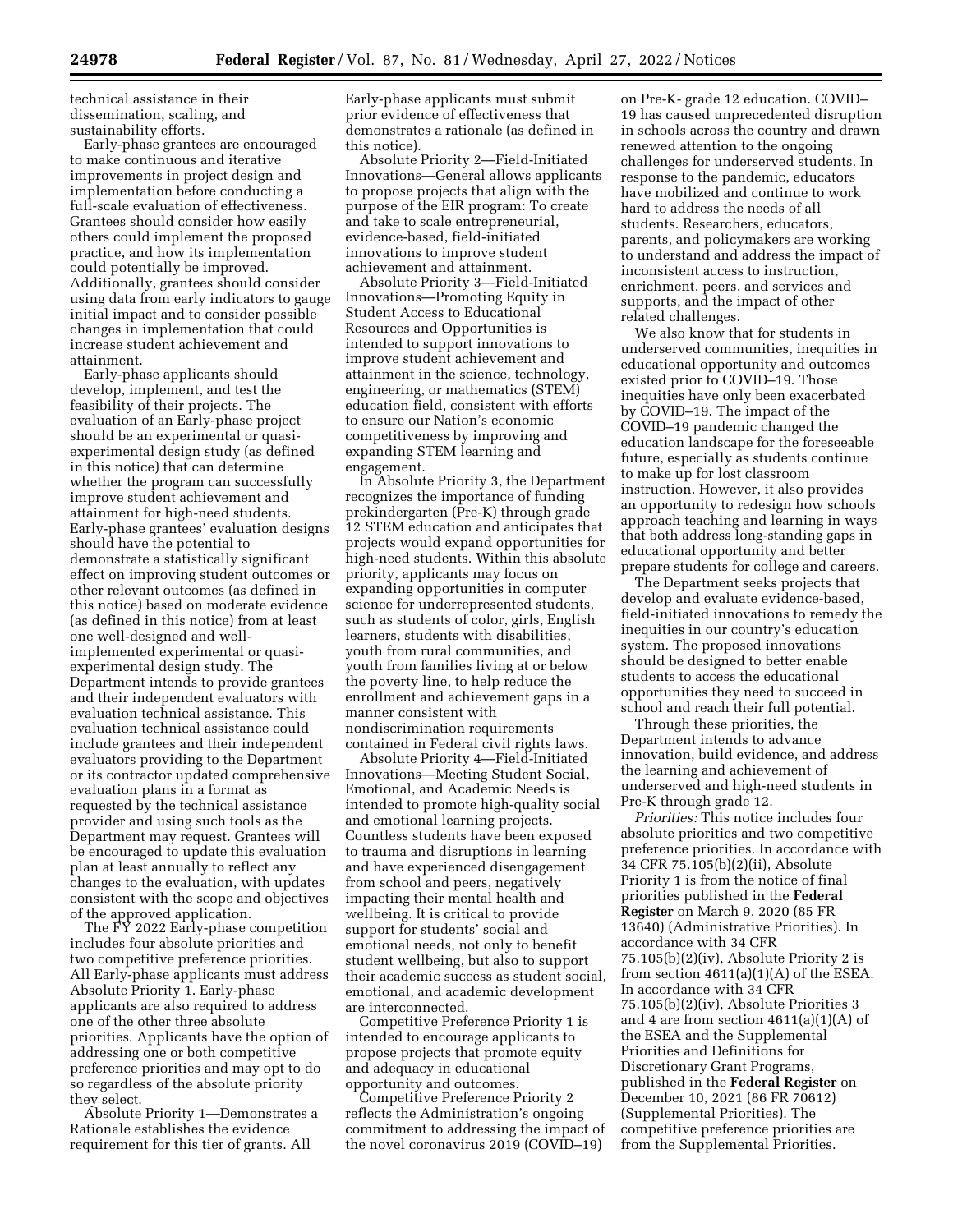technical assistance in their dissemination, scaling, and sustainability efforts.

Early-phase grantees are encouraged to make continuous and iterative improvements in project design and implementation before conducting a full-scale evaluation of effectiveness. Grantees should consider how easily others could implement the proposed practice, and how its implementation could potentially be improved. Additionally, grantees should consider using data from early indicators to gauge initial impact and to consider possible changes in implementation that could increase student achievement and attainment.

Early-phase applicants should develop, implement, and test the feasibility of their projects. The evaluation of an Early-phase project should be an experimental or quasi-experimental design study (as defined in this notice) that can determine whether the program can successfully improve student achievement and attainment for high-need students. Early-phase grantees' evaluation designs should have the potential to demonstrate a statistically significant effect on improving student outcomes or other relevant outcomes (as defined in this notice) based on moderate evidence (as defined in this notice) from at least one well-designed and well-implemented experimental or quasi-experimental design study. The Department intends to provide grantees and their independent evaluators with evaluation technical assistance. This evaluation technical assistance could include grantees and their independent evaluators providing to the Department or its contractor updated comprehensive evaluation plans in a format as requested by the technical assistance provider and using such tools as the Department may request. Grantees will be encouraged to update this evaluation plan at least annually to reflect any changes to the evaluation, with updates consistent with the scope and objectives of the approved application.

The FY 2022 Early-phase competition includes four absolute priorities and two competitive preference priorities. All Early-phase applicants must address Absolute Priority 1. Early-phase applicants are also required to address one of the other three absolute priorities. Applicants have the option of addressing one or both competitive preference priorities and may opt to do so regardless of the absolute priority they select.

Absolute Priority 1—Demonstrates a Rationale establishes the evidence requirement for this tier of grants. All Early-phase applicants must submit prior evidence of effectiveness that demonstrates a rationale (as defined in this notice).

Absolute Priority 2—Field-Initiated Innovations—General allows applicants to propose projects that align with the purpose of the EIR program: To create and take to scale entrepreneurial, evidence-based, field-initiated innovations to improve student achievement and attainment.

Absolute Priority 3—Field-Initiated Innovations—Promoting Equity in Student Access to Educational Resources and Opportunities is intended to support innovations to improve student achievement and attainment in the science, technology, engineering, or mathematics (STEM) education field, consistent with efforts to ensure our Nation's economic competitiveness by improving and expanding STEM learning and engagement.

In Absolute Priority 3, the Department recognizes the importance of funding prekindergarten (Pre-K) through grade 12 STEM education and anticipates that projects would expand opportunities for high-need students. Within this absolute priority, applicants may focus on expanding opportunities in computer science for underrepresented students, such as students of color, girls, English learners, students with disabilities, youth from rural communities, and youth from families living at or below the poverty line, to help reduce the enrollment and achievement gaps in a manner consistent with nondiscrimination requirements contained in Federal civil rights laws.

Absolute Priority 4—Field-Initiated Innovations—Meeting Student Social, Emotional, and Academic Needs is intended to promote high-quality social and emotional learning projects. Countless students have been exposed to trauma and disruptions in learning and have experienced disengagement from school and peers, negatively impacting their mental health and wellbeing. It is critical to provide support for students' social and emotional needs, not only to benefit student wellbeing, but also to support their academic success as student social, emotional, and academic development are interconnected.

Competitive Preference Priority 1 is intended to encourage applicants to propose projects that promote equity and adequacy in educational opportunity and outcomes.

Competitive Preference Priority 2 reflects the Administration's ongoing commitment to addressing the impact of the novel coronavirus 2019 (COVID–19) on Pre-K- grade 12 education. COVID–19 has caused unprecedented disruption in schools across the country and drawn renewed attention to the ongoing challenges for underserved students. In response to the pandemic, educators have mobilized and continue to work hard to address the needs of all students. Researchers, educators, parents, and policymakers are working to understand and address the impact of inconsistent access to instruction, enrichment, peers, and services and supports, and the impact of other related challenges.

We also know that for students in underserved communities, inequities in educational opportunity and outcomes existed prior to COVID–19. Those inequities have only been exacerbated by COVID–19. The impact of the COVID–19 pandemic changed the education landscape for the foreseeable future, especially as students continue to make up for lost classroom instruction. However, it also provides an opportunity to redesign how schools approach teaching and learning in ways that both address long-standing gaps in educational opportunity and better prepare students for college and careers.

The Department seeks projects that develop and evaluate evidence-based, field-initiated innovations to remedy the inequities in our country's education system. The proposed innovations should be designed to better enable students to access the educational opportunities they need to succeed in school and reach their full potential.

Through these priorities, the Department intends to advance innovation, build evidence, and address the learning and achievement of underserved and high-need students in Pre-K through grade 12.

*Priorities:* This notice includes four absolute priorities and two competitive preference priorities. In accordance with 34 CFR 75.105(b)(2)(ii), Absolute Priority 1 is from the notice of final priorities published in the **Federal Register** on March 9, 2020 (85 FR 13640) (Administrative Priorities). In accordance with 34 CFR 75.105(b)(2)(iv), Absolute Priority 2 is from section 4611(a)(1)(A) of the ESEA. In accordance with 34 CFR 75.105(b)(2)(iv), Absolute Priorities 3 and 4 are from section 4611(a)(1)(A) of the ESEA and the Supplemental Priorities and Definitions for Discretionary Grant Programs, published in the **Federal Register** on December 10, 2021 (86 FR 70612) (Supplemental Priorities). The competitive preference priorities are from the Supplemental Priorities.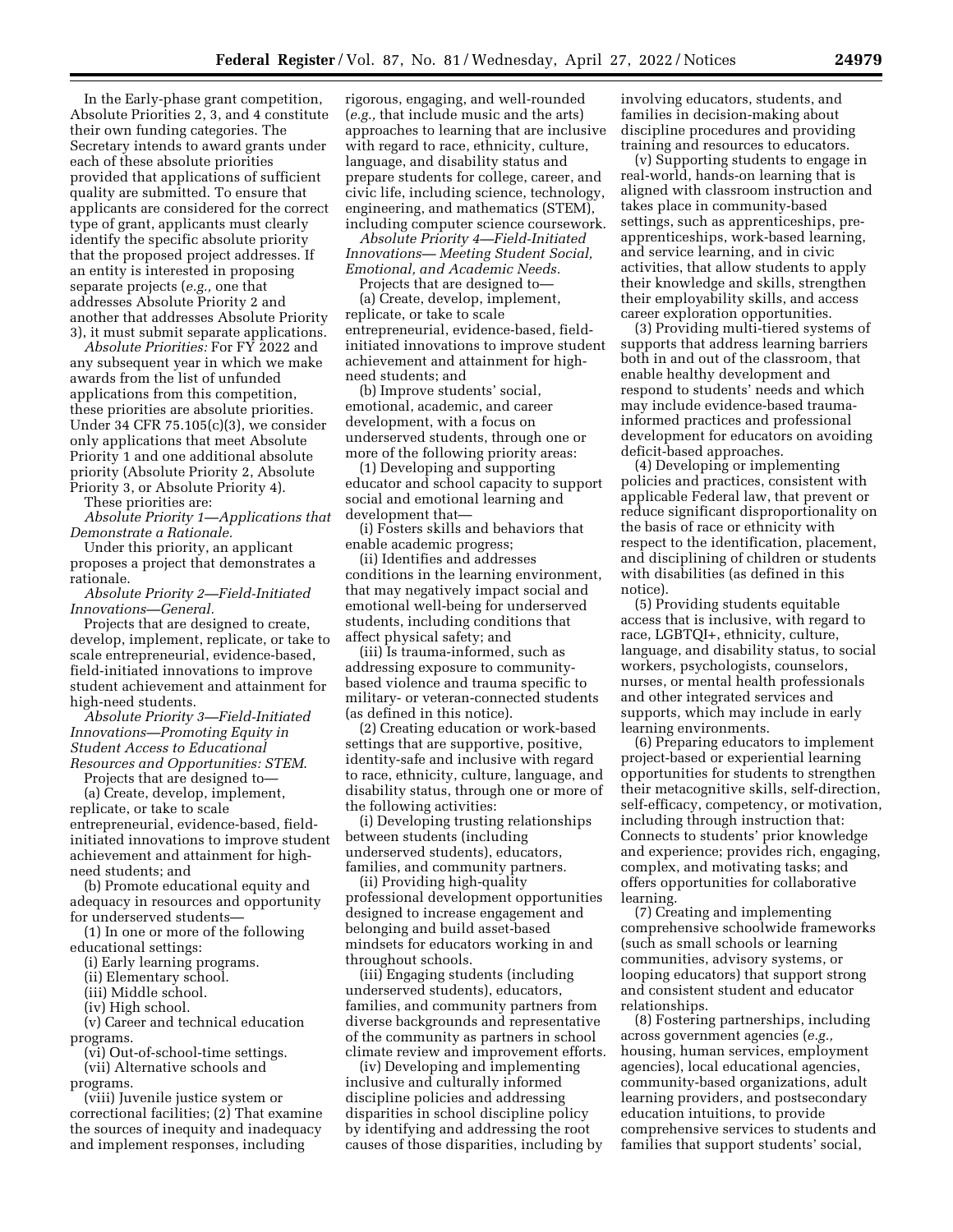In the Early-phase grant competition, Absolute Priorities 2, 3, and 4 constitute their own funding categories. The Secretary intends to award grants under each of these absolute priorities provided that applications of sufficient quality are submitted. To ensure that applicants are considered for the correct type of grant, applicants must clearly identify the specific absolute priority that the proposed project addresses. If an entity is interested in proposing separate projects (*e.g.,* one that addresses Absolute Priority 2 and another that addresses Absolute Priority 3), it must submit separate applications.

*Absolute Priorities:* For FY 2022 and any subsequent year in which we make awards from the list of unfunded applications from this competition, these priorities are absolute priorities. Under 34 CFR 75.105(c)(3), we consider only applications that meet Absolute Priority 1 and one additional absolute priority (Absolute Priority 2, Absolute Priority 3, or Absolute Priority 4).

These priorities are:

*Absolute Priority 1—Applications that Demonstrate a Rationale.*

Under this priority, an applicant proposes a project that demonstrates a rationale.

*Absolute Priority 2—Field-Initiated Innovations—General.*

Projects that are designed to create, develop, implement, replicate, or take to scale entrepreneurial, evidence-based, field-initiated innovations to improve student achievement and attainment for high-need students.

*Absolute Priority 3—Field-Initiated Innovations—Promoting Equity in Student Access to Educational Resources and Opportunities: STEM.*

Projects that are designed to—

(a) Create, develop, implement, replicate, or take to scale entrepreneurial, evidence-based, field-initiated innovations to improve student achievement and attainment for high-need students; and

(b) Promote educational equity and adequacy in resources and opportunity for underserved students—

(1) In one or more of the following educational settings:

(i) Early learning programs.

(ii) Elementary school.

(iii) Middle school.

(iv) High school.

(v) Career and technical education programs.

(vi) Out-of-school-time settings.

(vii) Alternative schools and programs.

(viii) Juvenile justice system or correctional facilities; (2) That examine the sources of inequity and inadequacy and implement responses, including rigorous, engaging, and well-rounded (*e.g.,* that include music and the arts) approaches to learning that are inclusive with regard to race, ethnicity, culture, language, and disability status and prepare students for college, career, and civic life, including science, technology, engineering, and mathematics (STEM), including computer science coursework.

*Absolute Priority 4—Field-Initiated Innovations— Meeting Student Social, Emotional, and Academic Needs.*

Projects that are designed to—

(a) Create, develop, implement, replicate, or take to scale entrepreneurial, evidence-based, field-initiated innovations to improve student achievement and attainment for high-need students; and

(b) Improve students' social, emotional, academic, and career development, with a focus on underserved students, through one or more of the following priority areas:

(1) Developing and supporting educator and school capacity to support social and emotional learning and development that—

(i) Fosters skills and behaviors that enable academic progress;

(ii) Identifies and addresses conditions in the learning environment, that may negatively impact social and emotional well-being for underserved students, including conditions that affect physical safety; and

(iii) Is trauma-informed, such as addressing exposure to community-based violence and trauma specific to military- or veteran-connected students (as defined in this notice).

(2) Creating education or work-based settings that are supportive, positive, identity-safe and inclusive with regard to race, ethnicity, culture, language, and disability status, through one or more of the following activities:

(i) Developing trusting relationships between students (including underserved students), educators, families, and community partners.

(ii) Providing high-quality professional development opportunities designed to increase engagement and belonging and build asset-based mindsets for educators working in and throughout schools.

(iii) Engaging students (including underserved students), educators, families, and community partners from diverse backgrounds and representative of the community as partners in school climate review and improvement efforts.

(iv) Developing and implementing inclusive and culturally informed discipline policies and addressing disparities in school discipline policy by identifying and addressing the root causes of those disparities, including by involving educators, students, and families in decision-making about discipline procedures and providing training and resources to educators.

(v) Supporting students to engage in real-world, hands-on learning that is aligned with classroom instruction and takes place in community-based settings, such as apprenticeships, pre-apprenticeships, work-based learning, and service learning, and in civic activities, that allow students to apply their knowledge and skills, strengthen their employability skills, and access career exploration opportunities.

(3) Providing multi-tiered systems of supports that address learning barriers both in and out of the classroom, that enable healthy development and respond to students' needs and which may include evidence-based trauma-informed practices and professional development for educators on avoiding deficit-based approaches.

(4) Developing or implementing policies and practices, consistent with applicable Federal law, that prevent or reduce significant disproportionality on the basis of race or ethnicity with respect to the identification, placement, and disciplining of children or students with disabilities (as defined in this notice).

(5) Providing students equitable access that is inclusive, with regard to race, LGBTQI+, ethnicity, culture, language, and disability status, to social workers, psychologists, counselors, nurses, or mental health professionals and other integrated services and supports, which may include in early learning environments.

(6) Preparing educators to implement project-based or experiential learning opportunities for students to strengthen their metacognitive skills, self-direction, self-efficacy, competency, or motivation, including through instruction that: Connects to students' prior knowledge and experience; provides rich, engaging, complex, and motivating tasks; and offers opportunities for collaborative learning.

(7) Creating and implementing comprehensive schoolwide frameworks (such as small schools or learning communities, advisory systems, or looping educators) that support strong and consistent student and educator relationships.

(8) Fostering partnerships, including across government agencies (*e.g.,* housing, human services, employment agencies), local educational agencies, community-based organizations, adult learning providers, and postsecondary education intuitions, to provide comprehensive services to students and families that support students' social,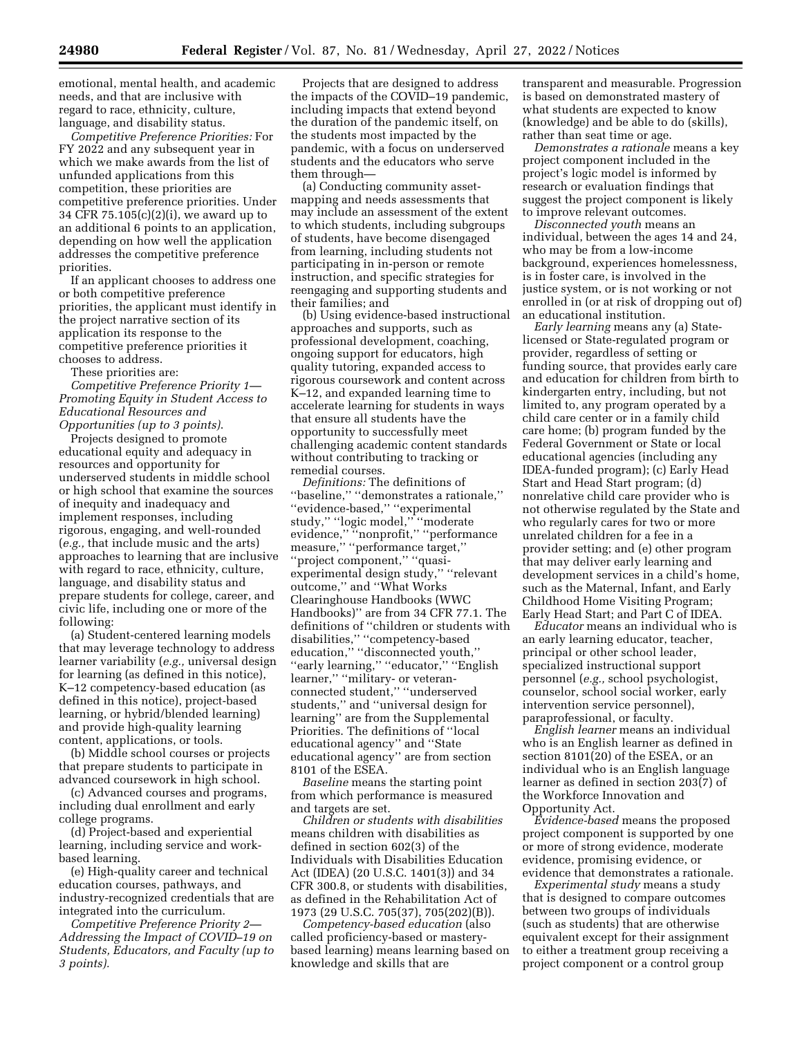emotional, mental health, and academic needs, and that are inclusive with regard to race, ethnicity, culture, language, and disability status.

*Competitive Preference Priorities:* For FY 2022 and any subsequent year in which we make awards from the list of unfunded applications from this competition, these priorities are competitive preference priorities. Under 34 CFR 75.105(c)(2)(i), we award up to an additional 6 points to an application, depending on how well the application addresses the competitive preference priorities.

If an applicant chooses to address one or both competitive preference priorities, the applicant must identify in the project narrative section of its application its response to the competitive preference priorities it chooses to address.

These priorities are:

*Competitive Preference Priority 1—Promoting Equity in Student Access to Educational Resources and Opportunities (up to 3 points).*

Projects designed to promote educational equity and adequacy in resources and opportunity for underserved students in middle school or high school that examine the sources of inequity and inadequacy and implement responses, including rigorous, engaging, and well-rounded (*e.g.,* that include music and the arts) approaches to learning that are inclusive with regard to race, ethnicity, culture, language, and disability status and prepare students for college, career, and civic life, including one or more of the following:

(a) Student-centered learning models that may leverage technology to address learner variability (*e.g.,* universal design for learning (as defined in this notice), K–12 competency-based education (as defined in this notice), project-based learning, or hybrid/blended learning) and provide high-quality learning content, applications, or tools.

(b) Middle school courses or projects that prepare students to participate in advanced coursework in high school.

(c) Advanced courses and programs, including dual enrollment and early college programs.

(d) Project-based and experiential learning, including service and work-based learning.

(e) High-quality career and technical education courses, pathways, and industry-recognized credentials that are integrated into the curriculum.

*Competitive Preference Priority 2—Addressing the Impact of COVID–19 on Students, Educators, and Faculty (up to 3 points).*

Projects that are designed to address the impacts of the COVID–19 pandemic, including impacts that extend beyond the duration of the pandemic itself, on the students most impacted by the pandemic, with a focus on underserved students and the educators who serve them through—

(a) Conducting community asset-mapping and needs assessments that may include an assessment of the extent to which students, including subgroups of students, have become disengaged from learning, including students not participating in in-person or remote instruction, and specific strategies for reengaging and supporting students and their families; and

(b) Using evidence-based instructional approaches and supports, such as professional development, coaching, ongoing support for educators, high quality tutoring, expanded access to rigorous coursework and content across K–12, and expanded learning time to accelerate learning for students in ways that ensure all students have the opportunity to successfully meet challenging academic content standards without contributing to tracking or remedial courses.

*Definitions:* The definitions of "baseline," "demonstrates a rationale," "evidence-based," "experimental study," "logic model," "moderate evidence," "nonprofit," "performance measure," "performance target," "project component," "quasi-experimental design study," "relevant outcome," and "What Works Clearinghouse Handbooks (WWC Handbooks)" are from 34 CFR 77.1. The definitions of "children or students with disabilities," "competency-based education," "disconnected youth," "early learning," "educator," "English learner," "military- or veteran-connected student," "underserved students," and "universal design for learning" are from the Supplemental Priorities. The definitions of "local educational agency" and "State educational agency" are from section 8101 of the ESEA.

*Baseline* means the starting point from which performance is measured and targets are set.

*Children or students with disabilities* means children with disabilities as defined in section 602(3) of the Individuals with Disabilities Education Act (IDEA) (20 U.S.C. 1401(3)) and 34 CFR 300.8, or students with disabilities, as defined in the Rehabilitation Act of 1973 (29 U.S.C. 705(37), 705(202)(B)).

*Competency-based education* (also called proficiency-based or mastery-based learning) means learning based on knowledge and skills that are transparent and measurable. Progression is based on demonstrated mastery of what students are expected to know (knowledge) and be able to do (skills), rather than seat time or age.

*Demonstrates a rationale* means a key project component included in the project's logic model is informed by research or evaluation findings that suggest the project component is likely to improve relevant outcomes.

*Disconnected youth* means an individual, between the ages 14 and 24, who may be from a low-income background, experiences homelessness, is in foster care, is involved in the justice system, or is not working or not enrolled in (or at risk of dropping out of) an educational institution.

*Early learning* means any (a) State-licensed or State-regulated program or provider, regardless of setting or funding source, that provides early care and education for children from birth to kindergarten entry, including, but not limited to, any program operated by a child care center or in a family child care home; (b) program funded by the Federal Government or State or local educational agencies (including any IDEA-funded program); (c) Early Head Start and Head Start program; (d) nonrelative child care provider who is not otherwise regulated by the State and who regularly cares for two or more unrelated children for a fee in a provider setting; and (e) other program that may deliver early learning and development services in a child's home, such as the Maternal, Infant, and Early Childhood Home Visiting Program; Early Head Start; and Part C of IDEA.

*Educator* means an individual who is an early learning educator, teacher, principal or other school leader, specialized instructional support personnel (*e.g.,* school psychologist, counselor, school social worker, early intervention service personnel), paraprofessional, or faculty.

*English learner* means an individual who is an English learner as defined in section 8101(20) of the ESEA, or an individual who is an English language learner as defined in section 203(7) of the Workforce Innovation and Opportunity Act.

*Evidence-based* means the proposed project component is supported by one or more of strong evidence, moderate evidence, promising evidence, or evidence that demonstrates a rationale.

*Experimental study* means a study that is designed to compare outcomes between two groups of individuals (such as students) that are otherwise equivalent except for their assignment to either a treatment group receiving a project component or a control group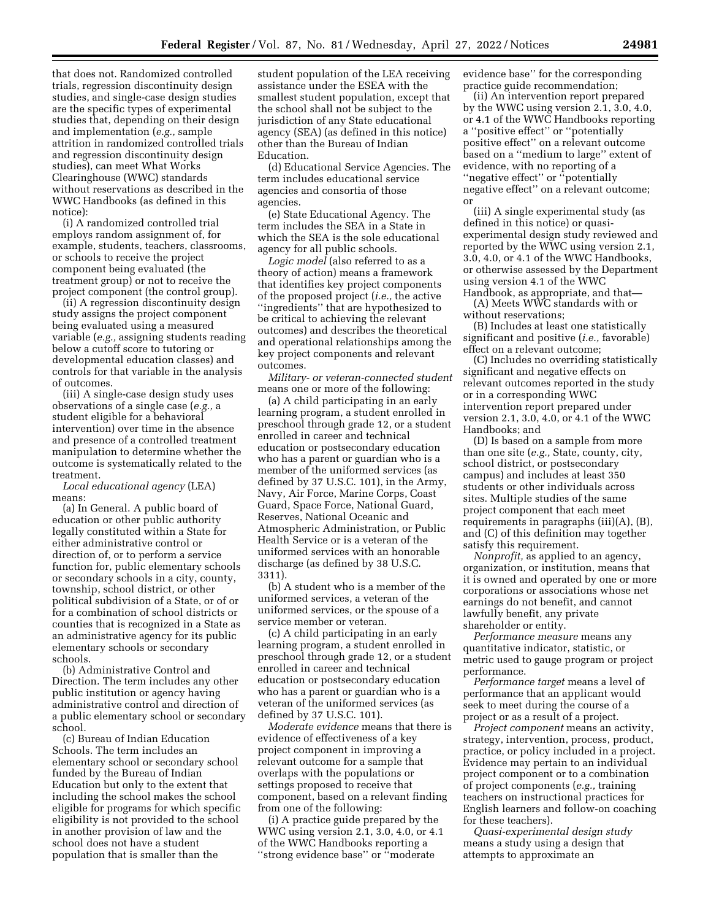that does not. Randomized controlled trials, regression discontinuity design studies, and single-case design studies are the specific types of experimental studies that, depending on their design and implementation (*e.g.,* sample attrition in randomized controlled trials and regression discontinuity design studies), can meet What Works Clearinghouse (WWC) standards without reservations as described in the WWC Handbooks (as defined in this notice):

(i) A randomized controlled trial employs random assignment of, for example, students, teachers, classrooms, or schools to receive the project component being evaluated (the treatment group) or not to receive the project component (the control group).

(ii) A regression discontinuity design study assigns the project component being evaluated using a measured variable (*e.g.,* assigning students reading below a cutoff score to tutoring or developmental education classes) and controls for that variable in the analysis of outcomes.

(iii) A single-case design study uses observations of a single case (*e.g.,* a student eligible for a behavioral intervention) over time in the absence and presence of a controlled treatment manipulation to determine whether the outcome is systematically related to the treatment.

*Local educational agency* (LEA) means:

(a) In General. A public board of education or other public authority legally constituted within a State for either administrative control or direction of, or to perform a service function for, public elementary schools or secondary schools in a city, county, township, school district, or other political subdivision of a State, or of or for a combination of school districts or counties that is recognized in a State as an administrative agency for its public elementary schools or secondary schools.

(b) Administrative Control and Direction. The term includes any other public institution or agency having administrative control and direction of a public elementary school or secondary school.

(c) Bureau of Indian Education Schools. The term includes an elementary school or secondary school funded by the Bureau of Indian Education but only to the extent that including the school makes the school eligible for programs for which specific eligibility is not provided to the school in another provision of law and the school does not have a student population that is smaller than the student population of the LEA receiving assistance under the ESEA with the smallest student population, except that the school shall not be subject to the jurisdiction of any State educational agency (SEA) (as defined in this notice) other than the Bureau of Indian Education.

(d) Educational Service Agencies. The term includes educational service agencies and consortia of those agencies.

(e) State Educational Agency. The term includes the SEA in a State in which the SEA is the sole educational agency for all public schools.

*Logic model* (also referred to as a theory of action) means a framework that identifies key project components of the proposed project (*i.e.,* the active "ingredients" that are hypothesized to be critical to achieving the relevant outcomes) and describes the theoretical and operational relationships among the key project components and relevant outcomes.

*Military- or veteran-connected student* means one or more of the following:

(a) A child participating in an early learning program, a student enrolled in preschool through grade 12, or a student enrolled in career and technical education or postsecondary education who has a parent or guardian who is a member of the uniformed services (as defined by 37 U.S.C. 101), in the Army, Navy, Air Force, Marine Corps, Coast Guard, Space Force, National Guard, Reserves, National Oceanic and Atmospheric Administration, or Public Health Service or is a veteran of the uniformed services with an honorable discharge (as defined by 38 U.S.C. 3311).

(b) A student who is a member of the uniformed services, a veteran of the uniformed services, or the spouse of a service member or veteran.

(c) A child participating in an early learning program, a student enrolled in preschool through grade 12, or a student enrolled in career and technical education or postsecondary education who has a parent or guardian who is a veteran of the uniformed services (as defined by 37 U.S.C. 101).

*Moderate evidence* means that there is evidence of effectiveness of a key project component in improving a relevant outcome for a sample that overlaps with the populations or settings proposed to receive that component, based on a relevant finding from one of the following:

(i) A practice guide prepared by the WWC using version 2.1, 3.0, 4.0, or 4.1 of the WWC Handbooks reporting a "strong evidence base" or "moderate evidence base" for the corresponding practice guide recommendation;

(ii) An intervention report prepared by the WWC using version 2.1, 3.0, 4.0, or 4.1 of the WWC Handbooks reporting a "positive effect" or "potentially positive effect" on a relevant outcome based on a "medium to large" extent of evidence, with no reporting of a "negative effect" or "potentially negative effect" on a relevant outcome; or

(iii) A single experimental study (as defined in this notice) or quasi-experimental design study reviewed and reported by the WWC using version 2.1, 3.0, 4.0, or 4.1 of the WWC Handbooks, or otherwise assessed by the Department using version 4.1 of the WWC Handbook, as appropriate, and that—

(A) Meets WWC standards with or without reservations;

(B) Includes at least one statistically significant and positive (*i.e.,* favorable) effect on a relevant outcome;

(C) Includes no overriding statistically significant and negative effects on relevant outcomes reported in the study or in a corresponding WWC intervention report prepared under version 2.1, 3.0, 4.0, or 4.1 of the WWC Handbooks; and

(D) Is based on a sample from more than one site (*e.g.,* State, county, city, school district, or postsecondary campus) and includes at least 350 students or other individuals across sites. Multiple studies of the same project component that each meet requirements in paragraphs (iii)(A), (B), and (C) of this definition may together satisfy this requirement.

*Nonprofit,* as applied to an agency, organization, or institution, means that it is owned and operated by one or more corporations or associations whose net earnings do not benefit, and cannot lawfully benefit, any private shareholder or entity.

*Performance measure* means any quantitative indicator, statistic, or metric used to gauge program or project performance.

*Performance target* means a level of performance that an applicant would seek to meet during the course of a project or as a result of a project.

*Project component* means an activity, strategy, intervention, process, product, practice, or policy included in a project. Evidence may pertain to an individual project component or to a combination of project components (*e.g.,* training teachers on instructional practices for English learners and follow-on coaching for these teachers).

*Quasi-experimental design study* means a study using a design that attempts to approximate an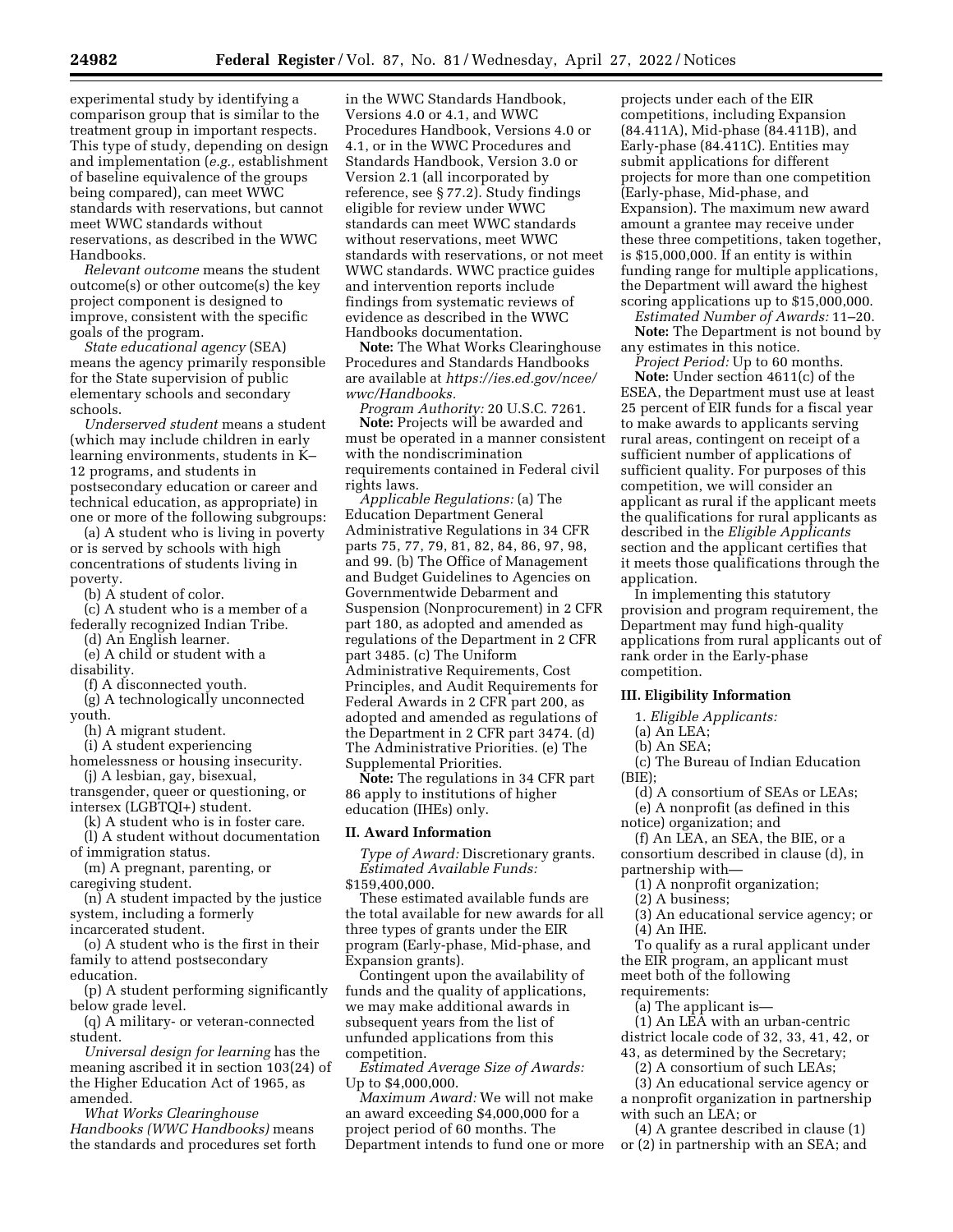experimental study by identifying a comparison group that is similar to the treatment group in important respects. This type of study, depending on design and implementation (*e.g.,* establishment of baseline equivalence of the groups being compared), can meet WWC standards with reservations, but cannot meet WWC standards without reservations, as described in the WWC Handbooks.

*Relevant outcome* means the student outcome(s) or other outcome(s) the key project component is designed to improve, consistent with the specific goals of the program.

*State educational agency* (SEA) means the agency primarily responsible for the State supervision of public elementary schools and secondary schools.

*Underserved student* means a student (which may include children in early learning environments, students in K–12 programs, and students in postsecondary education or career and technical education, as appropriate) in one or more of the following subgroups:

(a) A student who is living in poverty or is served by schools with high concentrations of students living in poverty.

(b) A student of color.

(c) A student who is a member of a federally recognized Indian Tribe.

(d) An English learner.

(e) A child or student with a disability.

(f) A disconnected youth.

(g) A technologically unconnected youth.

(h) A migrant student.

(i) A student experiencing homelessness or housing insecurity.

(j) A lesbian, gay, bisexual, transgender, queer or questioning, or intersex (LGBTQI+) student.

(k) A student who is in foster care.

(l) A student without documentation of immigration status.

(m) A pregnant, parenting, or caregiving student.

(n) A student impacted by the justice system, including a formerly incarcerated student.

(o) A student who is the first in their family to attend postsecondary education.

(p) A student performing significantly below grade level.

(q) A military- or veteran-connected student.

*Universal design for learning* has the meaning ascribed it in section 103(24) of the Higher Education Act of 1965, as amended.

*What Works Clearinghouse Handbooks (WWC Handbooks)* means the standards and procedures set forth in the WWC Standards Handbook, Versions 4.0 or 4.1, and WWC Procedures Handbook, Versions 4.0 or 4.1, or in the WWC Procedures and Standards Handbook, Version 3.0 or Version 2.1 (all incorporated by reference, see § 77.2). Study findings eligible for review under WWC standards can meet WWC standards without reservations, meet WWC standards with reservations, or not meet WWC standards. WWC practice guides and intervention reports include findings from systematic reviews of evidence as described in the WWC Handbooks documentation.

**Note:** The What Works Clearinghouse Procedures and Standards Handbooks are available at *https://ies.ed.gov/ncee/wwc/Handbooks.*

*Program Authority:* 20 U.S.C. 7261.

**Note:** Projects will be awarded and must be operated in a manner consistent with the nondiscrimination requirements contained in Federal civil rights laws.

*Applicable Regulations:* (a) The Education Department General Administrative Regulations in 34 CFR parts 75, 77, 79, 81, 82, 84, 86, 97, 98, and 99. (b) The Office of Management and Budget Guidelines to Agencies on Governmentwide Debarment and Suspension (Nonprocurement) in 2 CFR part 180, as adopted and amended as regulations of the Department in 2 CFR part 3485. (c) The Uniform Administrative Requirements, Cost Principles, and Audit Requirements for Federal Awards in 2 CFR part 200, as adopted and amended as regulations of the Department in 2 CFR part 3474. (d) The Administrative Priorities. (e) The Supplemental Priorities.

**Note:** The regulations in 34 CFR part 86 apply to institutions of higher education (IHEs) only.

## II. Award Information

*Type of Award:* Discretionary grants.

*Estimated Available Funds:* $159,400,000.

These estimated available funds are the total available for new awards for all three types of grants under the EIR program (Early-phase, Mid-phase, and Expansion grants).

Contingent upon the availability of funds and the quality of applications, we may make additional awards in subsequent years from the list of unfunded applications from this competition.

*Estimated Average Size of Awards:* Up to $4,000,000.

*Maximum Award:* We will not make an award exceeding $4,000,000 for a project period of 60 months. The Department intends to fund one or more projects under each of the EIR competitions, including Expansion (84.411A), Mid-phase (84.411B), and Early-phase (84.411C). Entities may submit applications for different projects for more than one competition (Early-phase, Mid-phase, and Expansion). The maximum new award amount a grantee may receive under these three competitions, taken together, is $15,000,000. If an entity is within funding range for multiple applications, the Department will award the highest scoring applications up to $15,000,000.

*Estimated Number of Awards:* 11–20.

**Note:** The Department is not bound by any estimates in this notice.

*Project Period:* Up to 60 months.

**Note:** Under section 4611(c) of the ESEA, the Department must use at least 25 percent of EIR funds for a fiscal year to make awards to applicants serving rural areas, contingent on receipt of a sufficient number of applications of sufficient quality. For purposes of this competition, we will consider an applicant as rural if the applicant meets the qualifications for rural applicants as described in the *Eligible Applicants* section and the applicant certifies that it meets those qualifications through the application.

In implementing this statutory provision and program requirement, the Department may fund high-quality applications from rural applicants out of rank order in the Early-phase competition.

## III. Eligibility Information

1. *Eligible Applicants:*

(a) An LEA;

(b) An SEA;

(c) The Bureau of Indian Education (BIE);

(d) A consortium of SEAs or LEAs;

(e) A nonprofit (as defined in this notice) organization; and

(f) An LEA, an SEA, the BIE, or a consortium described in clause (d), in partnership with—

(1) A nonprofit organization;

(2) A business;

(3) An educational service agency; or

(4) An IHE.

To qualify as a rural applicant under the EIR program, an applicant must meet both of the following requirements:

(a) The applicant is—

(1) An LEA with an urban-centric district locale code of 32, 33, 41, 42, or 43, as determined by the Secretary;

(2) A consortium of such LEAs;

(3) An educational service agency or a nonprofit organization in partnership with such an LEA; or

(4) A grantee described in clause (1) or (2) in partnership with an SEA; and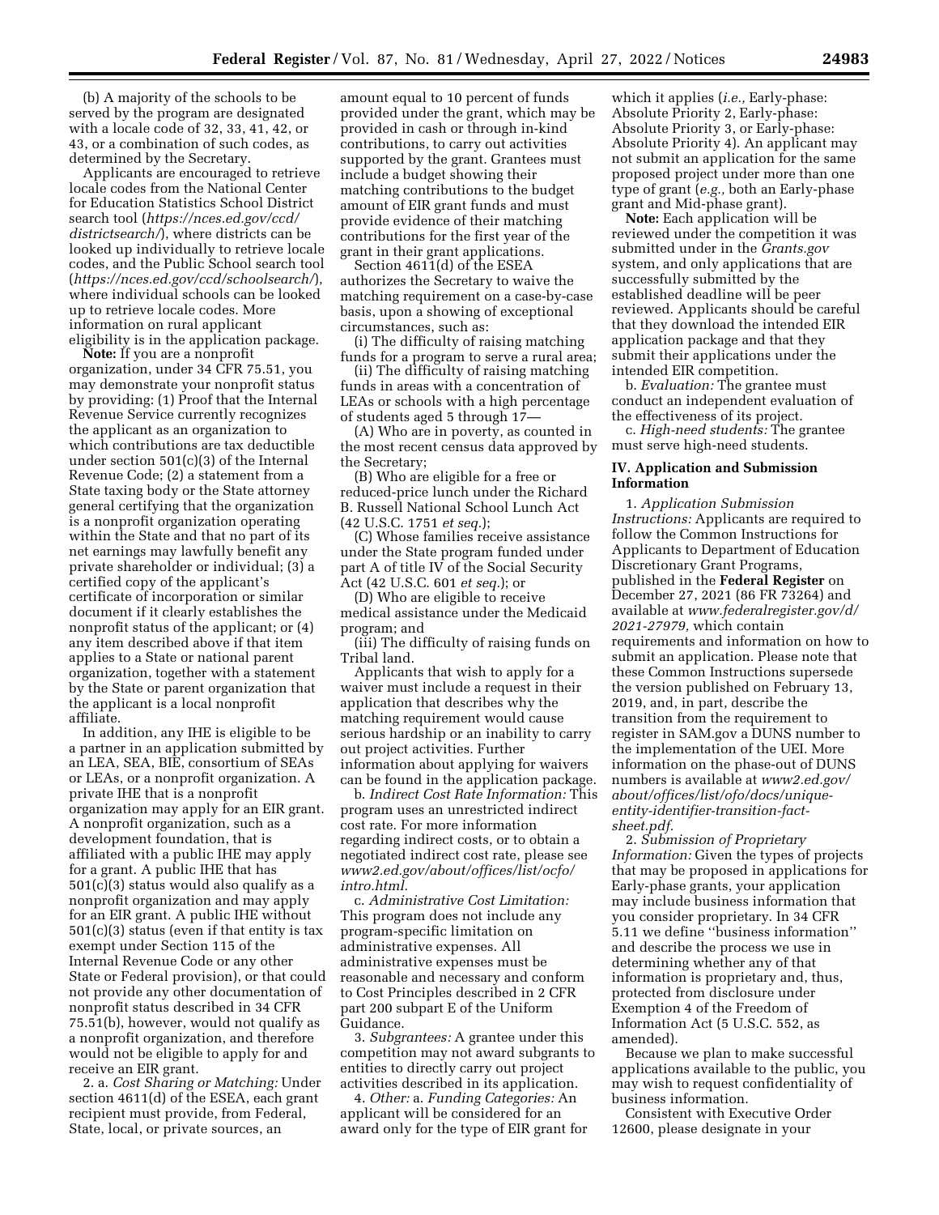(b) A majority of the schools to be served by the program are designated with a locale code of 32, 33, 41, 42, or 43, or a combination of such codes, as determined by the Secretary.

Applicants are encouraged to retrieve locale codes from the National Center for Education Statistics School District search tool (*https://nces.ed.gov/ccd/districtsearch/*), where districts can be looked up individually to retrieve locale codes, and the Public School search tool (*https://nces.ed.gov/ccd/schoolsearch/*), where individual schools can be looked up to retrieve locale codes. More information on rural applicant eligibility is in the application package.

**Note:** If you are a nonprofit organization, under 34 CFR 75.51, you may demonstrate your nonprofit status by providing: (1) Proof that the Internal Revenue Service currently recognizes the applicant as an organization to which contributions are tax deductible under section 501(c)(3) of the Internal Revenue Code; (2) a statement from a State taxing body or the State attorney general certifying that the organization is a nonprofit organization operating within the State and that no part of its net earnings may lawfully benefit any private shareholder or individual; (3) a certified copy of the applicant's certificate of incorporation or similar document if it clearly establishes the nonprofit status of the applicant; or (4) any item described above if that item applies to a State or national parent organization, together with a statement by the State or parent organization that the applicant is a local nonprofit affiliate.

In addition, any IHE is eligible to be a partner in an application submitted by an LEA, SEA, BIE, consortium of SEAs or LEAs, or a nonprofit organization. A private IHE that is a nonprofit organization may apply for an EIR grant. A nonprofit organization, such as a development foundation, that is affiliated with a public IHE may apply for a grant. A public IHE that has 501(c)(3) status would also qualify as a nonprofit organization and may apply for an EIR grant. A public IHE without 501(c)(3) status (even if that entity is tax exempt under Section 115 of the Internal Revenue Code or any other State or Federal provision), or that could not provide any other documentation of nonprofit status described in 34 CFR 75.51(b), however, would not qualify as a nonprofit organization, and therefore would not be eligible to apply for and receive an EIR grant.

2. a. *Cost Sharing or Matching:* Under section 4611(d) of the ESEA, each grant recipient must provide, from Federal, State, local, or private sources, an amount equal to 10 percent of funds provided under the grant, which may be provided in cash or through in-kind contributions, to carry out activities supported by the grant. Grantees must include a budget showing their matching contributions to the budget amount of EIR grant funds and must provide evidence of their matching contributions for the first year of the grant in their grant applications.

Section 4611(d) of the ESEA authorizes the Secretary to waive the matching requirement on a case-by-case basis, upon a showing of exceptional circumstances, such as:

(i) The difficulty of raising matching funds for a program to serve a rural area;

(ii) The difficulty of raising matching funds in areas with a concentration of LEAs or schools with a high percentage of students aged 5 through 17—

(A) Who are in poverty, as counted in the most recent census data approved by the Secretary;

(B) Who are eligible for a free or reduced-price lunch under the Richard B. Russell National School Lunch Act (42 U.S.C. 1751 *et seq.*);

(C) Whose families receive assistance under the State program funded under part A of title IV of the Social Security Act (42 U.S.C. 601 *et seq.*); or

(D) Who are eligible to receive medical assistance under the Medicaid program; and

(iii) The difficulty of raising funds on Tribal land.

Applicants that wish to apply for a waiver must include a request in their application that describes why the matching requirement would cause serious hardship or an inability to carry out project activities. Further information about applying for waivers can be found in the application package.

b. *Indirect Cost Rate Information:* This program uses an unrestricted indirect cost rate. For more information regarding indirect costs, or to obtain a negotiated indirect cost rate, please see *www2.ed.gov/about/offices/list/ocfo/intro.html.*

c. *Administrative Cost Limitation:* This program does not include any program-specific limitation on administrative expenses. All administrative expenses must be reasonable and necessary and conform to Cost Principles described in 2 CFR part 200 subpart E of the Uniform Guidance.

3. *Subgrantees:* A grantee under this competition may not award subgrants to entities to directly carry out project activities described in its application.

4. *Other:* a. *Funding Categories:* An applicant will be considered for an award only for the type of EIR grant for which it applies (*i.e.,* Early-phase: Absolute Priority 2, Early-phase: Absolute Priority 3, or Early-phase: Absolute Priority 4). An applicant may not submit an application for the same proposed project under more than one type of grant (*e.g.,* both an Early-phase grant and Mid-phase grant).

**Note:** Each application will be reviewed under the competition it was submitted under in the *Grants.gov* system, and only applications that are successfully submitted by the established deadline will be peer reviewed. Applicants should be careful that they download the intended EIR application package and that they submit their applications under the intended EIR competition.

b. *Evaluation:* The grantee must conduct an independent evaluation of the effectiveness of its project.

c. *High-need students:* The grantee must serve high-need students.

## IV. Application and Submission Information

1. *Application Submission Instructions:* Applicants are required to follow the Common Instructions for Applicants to Department of Education Discretionary Grant Programs, published in the **Federal Register** on December 27, 2021 (86 FR 73264) and available at *www.federalregister.gov/d/2021-27979,* which contain requirements and information on how to submit an application. Please note that these Common Instructions supersede the version published on February 13, 2019, and, in part, describe the transition from the requirement to register in SAM.gov a DUNS number to the implementation of the UEI. More information on the phase-out of DUNS numbers is available at *www2.ed.gov/about/offices/list/ofo/docs/unique-entity-identifier-transition-fact-sheet.pdf.*

2. *Submission of Proprietary Information:* Given the types of projects that may be proposed in applications for Early-phase grants, your application may include business information that you consider proprietary. In 34 CFR 5.11 we define ''business information'' and describe the process we use in determining whether any of that information is proprietary and, thus, protected from disclosure under Exemption 4 of the Freedom of Information Act (5 U.S.C. 552, as amended).

Because we plan to make successful applications available to the public, you may wish to request confidentiality of business information.

Consistent with Executive Order 12600, please designate in your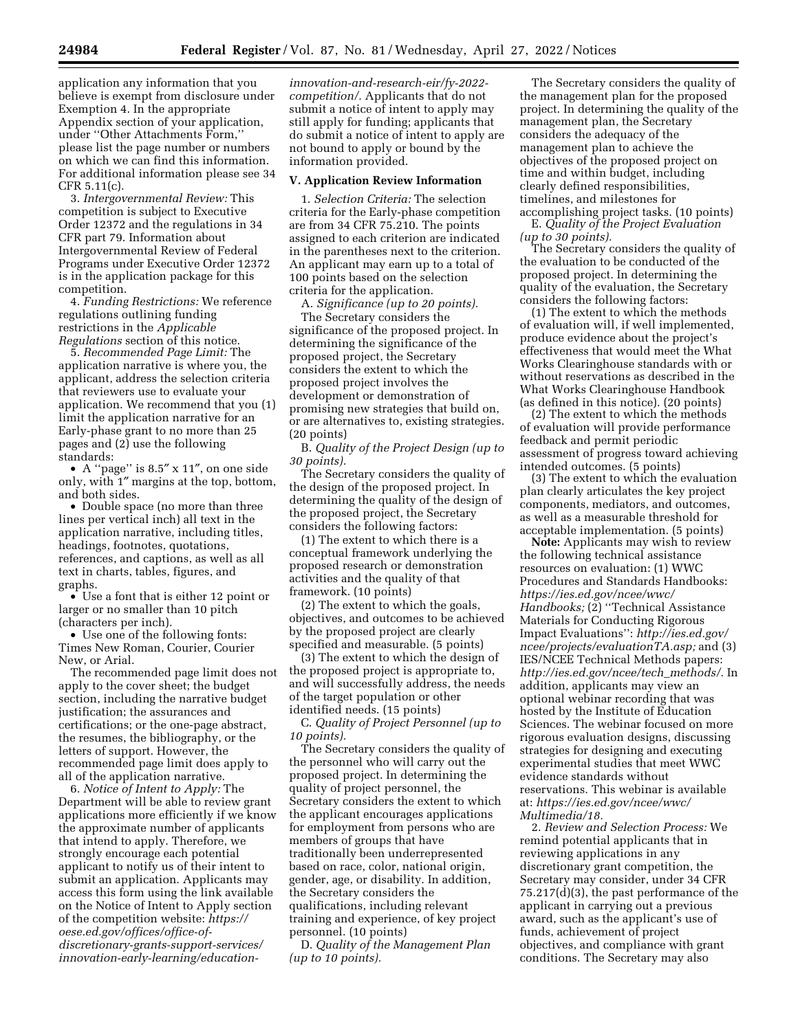application any information that you believe is exempt from disclosure under Exemption 4. In the appropriate Appendix section of your application, under ''Other Attachments Form,'' please list the page number or numbers on which we can find this information. For additional information please see 34 CFR 5.11(c).

3. *Intergovernmental Review:* This competition is subject to Executive Order 12372 and the regulations in 34 CFR part 79. Information about Intergovernmental Review of Federal Programs under Executive Order 12372 is in the application package for this competition.

4. *Funding Restrictions:* We reference regulations outlining funding restrictions in the *Applicable Regulations* section of this notice.

5. *Recommended Page Limit:* The application narrative is where you, the applicant, address the selection criteria that reviewers use to evaluate your application. We recommend that you (1) limit the application narrative for an Early-phase grant to no more than 25 pages and (2) use the following standards:

- A ''page'' is 8.5″ x 11″, on one side only, with 1″ margins at the top, bottom, and both sides.
- Double space (no more than three lines per vertical inch) all text in the application narrative, including titles, headings, footnotes, quotations, references, and captions, as well as all text in charts, tables, figures, and graphs.
- Use a font that is either 12 point or larger or no smaller than 10 pitch (characters per inch).
- Use one of the following fonts: Times New Roman, Courier, Courier New, or Arial.

The recommended page limit does not apply to the cover sheet; the budget section, including the narrative budget justification; the assurances and certifications; or the one-page abstract, the resumes, the bibliography, or the letters of support. However, the recommended page limit does apply to all of the application narrative.

6. *Notice of Intent to Apply:* The Department will be able to review grant applications more efficiently if we know the approximate number of applicants that intend to apply. Therefore, we strongly encourage each potential applicant to notify us of their intent to submit an application. Applicants may access this form using the link available on the Notice of Intent to Apply section of the competition website: *https://oese.ed.gov/offices/office-of-discretionary-grants-support-services/innovation-early-learning/education-innovation-and-research-eir/fy-2022-competition/.* Applicants that do not submit a notice of intent to apply may still apply for funding; applicants that do submit a notice of intent to apply are not bound to apply or bound by the information provided.

## V. Application Review Information

1. *Selection Criteria:* The selection criteria for the Early-phase competition are from 34 CFR 75.210. The points assigned to each criterion are indicated in the parentheses next to the criterion. An applicant may earn up to a total of 100 points based on the selection criteria for the application.

A. *Significance (up to 20 points).*

The Secretary considers the significance of the proposed project. In determining the significance of the proposed project, the Secretary considers the extent to which the proposed project involves the development or demonstration of promising new strategies that build on, or are alternatives to, existing strategies. (20 points)

B. *Quality of the Project Design (up to 30 points).*

The Secretary considers the quality of the design of the proposed project. In determining the quality of the design of the proposed project, the Secretary considers the following factors:

(1) The extent to which there is a conceptual framework underlying the proposed research or demonstration activities and the quality of that framework. (10 points)

(2) The extent to which the goals, objectives, and outcomes to be achieved by the proposed project are clearly specified and measurable. (5 points)

(3) The extent to which the design of the proposed project is appropriate to, and will successfully address, the needs of the target population or other identified needs. (15 points)

C. *Quality of Project Personnel (up to 10 points).*

The Secretary considers the quality of the personnel who will carry out the proposed project. In determining the quality of project personnel, the Secretary considers the extent to which the applicant encourages applications for employment from persons who are members of groups that have traditionally been underrepresented based on race, color, national origin, gender, age, or disability. In addition, the Secretary considers the qualifications, including relevant training and experience, of key project personnel. (10 points)

D. *Quality of the Management Plan (up to 10 points).*

The Secretary considers the quality of the management plan for the proposed project. In determining the quality of the management plan, the Secretary considers the adequacy of the management plan to achieve the objectives of the proposed project on time and within budget, including clearly defined responsibilities, timelines, and milestones for accomplishing project tasks. (10 points)

E. *Quality of the Project Evaluation (up to 30 points).*

The Secretary considers the quality of the evaluation to be conducted of the proposed project. In determining the quality of the evaluation, the Secretary considers the following factors:

(1) The extent to which the methods of evaluation will, if well implemented, produce evidence about the project's effectiveness that would meet the What Works Clearinghouse standards with or without reservations as described in the What Works Clearinghouse Handbook (as defined in this notice). (20 points)

(2) The extent to which the methods of evaluation will provide performance feedback and permit periodic assessment of progress toward achieving intended outcomes. (5 points)

(3) The extent to which the evaluation plan clearly articulates the key project components, mediators, and outcomes, as well as a measurable threshold for acceptable implementation. (5 points)

**Note:** Applicants may wish to review the following technical assistance resources on evaluation: (1) WWC Procedures and Standards Handbooks: *https://ies.ed.gov/ncee/wwc/Handbooks;* (2) ''Technical Assistance Materials for Conducting Rigorous Impact Evaluations'': *http://ies.ed.gov/ncee/projects/evaluationTA.asp;* and (3) IES/NCEE Technical Methods papers: *http://ies.ed.gov/ncee/tech_methods/.* In addition, applicants may view an optional webinar recording that was hosted by the Institute of Education Sciences. The webinar focused on more rigorous evaluation designs, discussing strategies for designing and executing experimental studies that meet WWC evidence standards without reservations. This webinar is available at: *https://ies.ed.gov/ncee/wwc/Multimedia/18.*

2. *Review and Selection Process:* We remind potential applicants that in reviewing applications in any discretionary grant competition, the Secretary may consider, under 34 CFR 75.217(d)(3), the past performance of the applicant in carrying out a previous award, such as the applicant's use of funds, achievement of project objectives, and compliance with grant conditions. The Secretary may also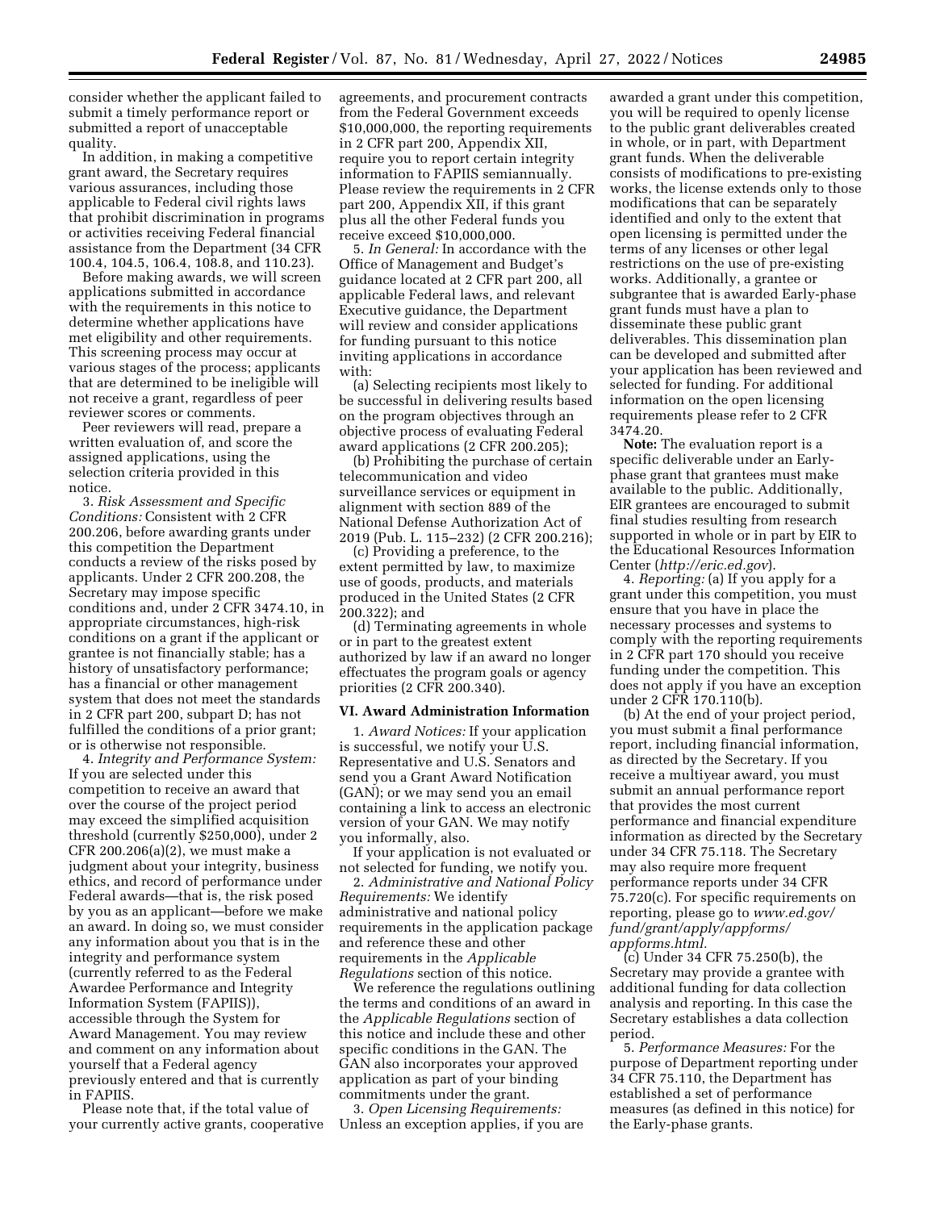consider whether the applicant failed to submit a timely performance report or submitted a report of unacceptable quality.

In addition, in making a competitive grant award, the Secretary requires various assurances, including those applicable to Federal civil rights laws that prohibit discrimination in programs or activities receiving Federal financial assistance from the Department (34 CFR 100.4, 104.5, 106.4, 108.8, and 110.23).

Before making awards, we will screen applications submitted in accordance with the requirements in this notice to determine whether applications have met eligibility and other requirements. This screening process may occur at various stages of the process; applicants that are determined to be ineligible will not receive a grant, regardless of peer reviewer scores or comments.

Peer reviewers will read, prepare a written evaluation of, and score the assigned applications, using the selection criteria provided in this notice.

3. *Risk Assessment and Specific Conditions:* Consistent with 2 CFR 200.206, before awarding grants under this competition the Department conducts a review of the risks posed by applicants. Under 2 CFR 200.208, the Secretary may impose specific conditions and, under 2 CFR 3474.10, in appropriate circumstances, high-risk conditions on a grant if the applicant or grantee is not financially stable; has a history of unsatisfactory performance; has a financial or other management system that does not meet the standards in 2 CFR part 200, subpart D; has not fulfilled the conditions of a prior grant; or is otherwise not responsible.

4. *Integrity and Performance System:* If you are selected under this competition to receive an award that over the course of the project period may exceed the simplified acquisition threshold (currently $250,000), under 2 CFR 200.206(a)(2), we must make a judgment about your integrity, business ethics, and record of performance under Federal awards—that is, the risk posed by you as an applicant—before we make an award. In doing so, we must consider any information about you that is in the integrity and performance system (currently referred to as the Federal Awardee Performance and Integrity Information System (FAPIIS)), accessible through the System for Award Management. You may review and comment on any information about yourself that a Federal agency previously entered and that is currently in FAPIIS.

Please note that, if the total value of your currently active grants, cooperative agreements, and procurement contracts from the Federal Government exceeds $10,000,000, the reporting requirements in 2 CFR part 200, Appendix XII, require you to report certain integrity information to FAPIIS semiannually. Please review the requirements in 2 CFR part 200, Appendix XII, if this grant plus all the other Federal funds you receive exceed $10,000,000.

5. *In General:* In accordance with the Office of Management and Budget's guidance located at 2 CFR part 200, all applicable Federal laws, and relevant Executive guidance, the Department will review and consider applications for funding pursuant to this notice inviting applications in accordance with:

(a) Selecting recipients most likely to be successful in delivering results based on the program objectives through an objective process of evaluating Federal award applications (2 CFR 200.205);

(b) Prohibiting the purchase of certain telecommunication and video surveillance services or equipment in alignment with section 889 of the National Defense Authorization Act of 2019 (Pub. L. 115–232) (2 CFR 200.216);

(c) Providing a preference, to the extent permitted by law, to maximize use of goods, products, and materials produced in the United States (2 CFR 200.322); and

(d) Terminating agreements in whole or in part to the greatest extent authorized by law if an award no longer effectuates the program goals or agency priorities (2 CFR 200.340).

## VI. Award Administration Information

1. *Award Notices:* If your application is successful, we notify your U.S. Representative and U.S. Senators and send you a Grant Award Notification (GAN); or we may send you an email containing a link to access an electronic version of your GAN. We may notify you informally, also.

If your application is not evaluated or not selected for funding, we notify you.

2. *Administrative and National Policy Requirements:* We identify administrative and national policy requirements in the application package and reference these and other requirements in the *Applicable Regulations* section of this notice.

We reference the regulations outlining the terms and conditions of an award in the *Applicable Regulations* section of this notice and include these and other specific conditions in the GAN. The GAN also incorporates your approved application as part of your binding commitments under the grant.

3. *Open Licensing Requirements:* Unless an exception applies, if you are awarded a grant under this competition, you will be required to openly license to the public grant deliverables created in whole, or in part, with Department grant funds. When the deliverable consists of modifications to pre-existing works, the license extends only to those modifications that can be separately identified and only to the extent that open licensing is permitted under the terms of any licenses or other legal restrictions on the use of pre-existing works. Additionally, a grantee or subgrantee that is awarded Early-phase grant funds must have a plan to disseminate these public grant deliverables. This dissemination plan can be developed and submitted after your application has been reviewed and selected for funding. For additional information on the open licensing requirements please refer to 2 CFR 3474.20.

**Note:** The evaluation report is a specific deliverable under an Early-phase grant that grantees must make available to the public. Additionally, EIR grantees are encouraged to submit final studies resulting from research supported in whole or in part by EIR to the Educational Resources Information Center (*http://eric.ed.gov*).

4. *Reporting:* (a) If you apply for a grant under this competition, you must ensure that you have in place the necessary processes and systems to comply with the reporting requirements in 2 CFR part 170 should you receive funding under the competition. This does not apply if you have an exception under 2 CFR 170.110(b).

(b) At the end of your project period, you must submit a final performance report, including financial information, as directed by the Secretary. If you receive a multiyear award, you must submit an annual performance report that provides the most current performance and financial expenditure information as directed by the Secretary under 34 CFR 75.118. The Secretary may also require more frequent performance reports under 34 CFR 75.720(c). For specific requirements on reporting, please go to *www.ed.gov/fund/grant/apply/appforms/appforms.html.*

(c) Under 34 CFR 75.250(b), the Secretary may provide a grantee with additional funding for data collection analysis and reporting. In this case the Secretary establishes a data collection period.

5. *Performance Measures:* For the purpose of Department reporting under 34 CFR 75.110, the Department has established a set of performance measures (as defined in this notice) for the Early-phase grants.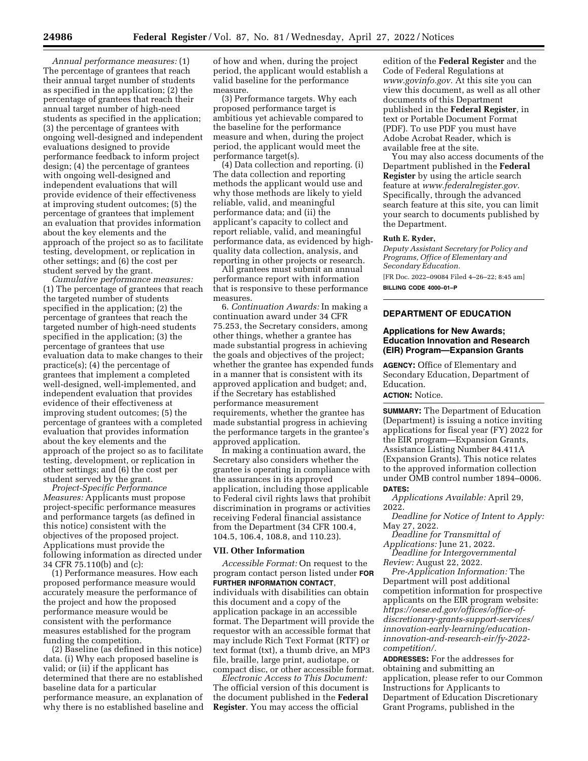*Annual performance measures:* (1) The percentage of grantees that reach their annual target number of students as specified in the application; (2) the percentage of grantees that reach their annual target number of high-need students as specified in the application; (3) the percentage of grantees with ongoing well-designed and independent evaluations designed to provide performance feedback to inform project design; (4) the percentage of grantees with ongoing well-designed and independent evaluations that will provide evidence of their effectiveness at improving student outcomes; (5) the percentage of grantees that implement an evaluation that provides information about the key elements and the approach of the project so as to facilitate testing, development, or replication in other settings; and (6) the cost per student served by the grant.

*Cumulative performance measures:* (1) The percentage of grantees that reach the targeted number of students specified in the application; (2) the percentage of grantees that reach the targeted number of high-need students specified in the application; (3) the percentage of grantees that use evaluation data to make changes to their practice(s); (4) the percentage of grantees that implement a completed well-designed, well-implemented, and independent evaluation that provides evidence of their effectiveness at improving student outcomes; (5) the percentage of grantees with a completed evaluation that provides information about the key elements and the approach of the project so as to facilitate testing, development, or replication in other settings; and (6) the cost per student served by the grant.

*Project-Specific Performance Measures:* Applicants must propose project-specific performance measures and performance targets (as defined in this notice) consistent with the objectives of the proposed project. Applications must provide the following information as directed under 34 CFR 75.110(b) and (c):

(1) Performance measures. How each proposed performance measure would accurately measure the performance of the project and how the proposed performance measure would be consistent with the performance measures established for the program funding the competition.

(2) Baseline (as defined in this notice) data. (i) Why each proposed baseline is valid; or (ii) if the applicant has determined that there are no established baseline data for a particular performance measure, an explanation of why there is no established baseline and of how and when, during the project period, the applicant would establish a valid baseline for the performance measure.

(3) Performance targets. Why each proposed performance target is ambitious yet achievable compared to the baseline for the performance measure and when, during the project period, the applicant would meet the performance target(s).

(4) Data collection and reporting. (i) The data collection and reporting methods the applicant would use and why those methods are likely to yield reliable, valid, and meaningful performance data; and (ii) the applicant's capacity to collect and report reliable, valid, and meaningful performance data, as evidenced by high-quality data collection, analysis, and reporting in other projects or research.

All grantees must submit an annual performance report with information that is responsive to these performance measures.

6. *Continuation Awards:* In making a continuation award under 34 CFR 75.253, the Secretary considers, among other things, whether a grantee has made substantial progress in achieving the goals and objectives of the project; whether the grantee has expended funds in a manner that is consistent with its approved application and budget; and, if the Secretary has established performance measurement requirements, whether the grantee has made substantial progress in achieving the performance targets in the grantee's approved application.

In making a continuation award, the Secretary also considers whether the grantee is operating in compliance with the assurances in its approved application, including those applicable to Federal civil rights laws that prohibit discrimination in programs or activities receiving Federal financial assistance from the Department (34 CFR 100.4, 104.5, 106.4, 108.8, and 110.23).

### VII. Other Information

*Accessible Format:* On request to the program contact person listed under **FOR FURTHER INFORMATION CONTACT**, individuals with disabilities can obtain this document and a copy of the application package in an accessible format. The Department will provide the requestor with an accessible format that may include Rich Text Format (RTF) or text format (txt), a thumb drive, an MP3 file, braille, large print, audiotape, or compact disc, or other accessible format.

*Electronic Access to This Document:* The official version of this document is the document published in the **Federal Register**. You may access the official edition of the **Federal Register** and the Code of Federal Regulations at *www.govinfo.gov.* At this site you can view this document, as well as all other documents of this Department published in the **Federal Register**, in text or Portable Document Format (PDF). To use PDF you must have Adobe Acrobat Reader, which is available free at the site.

You may also access documents of the Department published in the **Federal Register** by using the article search feature at *www.federalregister.gov.* Specifically, through the advanced search feature at this site, you can limit your search to documents published by the Department.

**Ruth E. Ryder,**

*Deputy Assistant Secretary for Policy and Programs, Office of Elementary and Secondary Education.*

[FR Doc. 2022–09084 Filed 4–26–22; 8:45 am]

**BILLING CODE 4000–01–P**

## DEPARTMENT OF EDUCATION

### Applications for New Awards; Education Innovation and Research (EIR) Program—Expansion Grants

**AGENCY:** Office of Elementary and Secondary Education, Department of Education.

**ACTION:** Notice.

**SUMMARY:** The Department of Education (Department) is issuing a notice inviting applications for fiscal year (FY) 2022 for the EIR program—Expansion Grants, Assistance Listing Number 84.411A (Expansion Grants). This notice relates to the approved information collection under OMB control number 1894–0006.

**DATES:**

*Applications Available:* April 29, 2022.

*Deadline for Notice of Intent to Apply:* May 27, 2022.

*Deadline for Transmittal of Applications:* June 21, 2022.

*Deadline for Intergovernmental Review:* August 22, 2022.

*Pre-Application Information:* The Department will post additional competition information for prospective applicants on the EIR program website: *https://oese.ed.gov/offices/office-of-discretionary-grants-support-services/innovation-early-learning/education-innovation-and-research-eir/fy-2022-competition/.*

**ADDRESSES:** For the addresses for obtaining and submitting an application, please refer to our Common Instructions for Applicants to Department of Education Discretionary Grant Programs, published in the